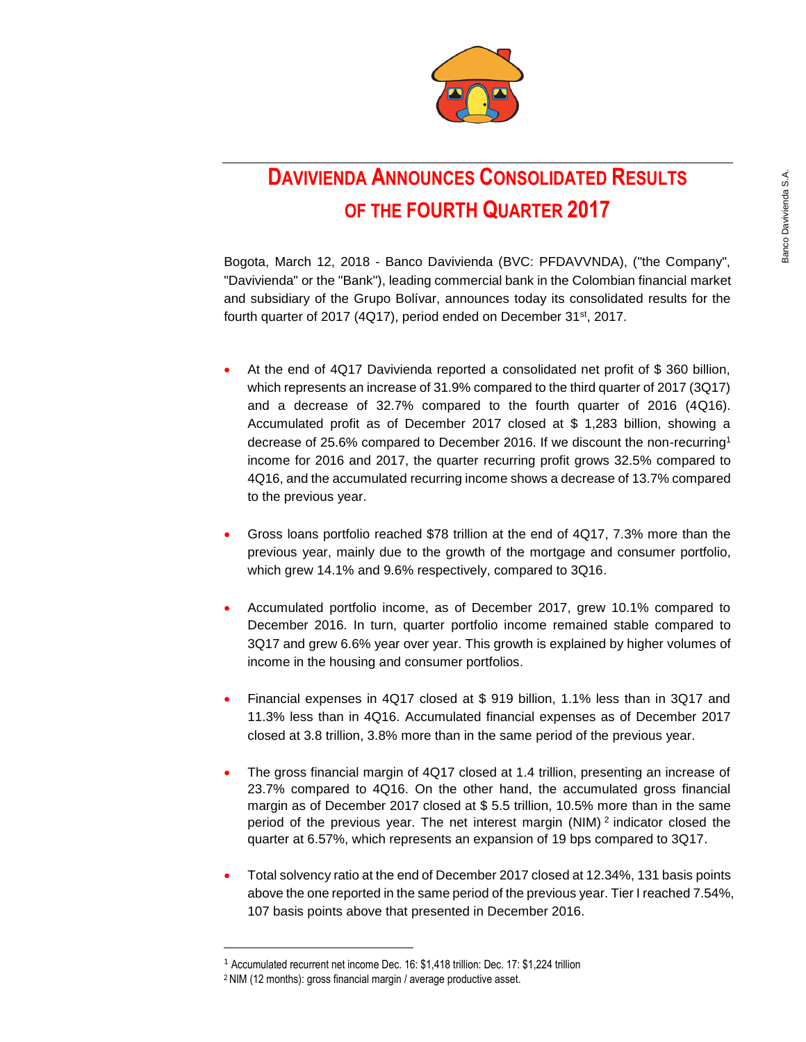# DAVIVIENDA ANNOUNCES CONSOLIDATED RESULTS OF THE FOURTH QUARTER 2017

Bogota, March 12, 2018 - Banco Davivienda (BVC: PFDAVVNDA), ("the Company", "Davivienda" or the "Bank"), leading commercial bank in the Colombian financial market and subsidiary of the Grupo Bolívar, announces today its consolidated results for the fourth quarter of 2017 (4Q17), period ended on December 31st, 2017.

- At the end of 4Q17 Davivienda reported a consolidated net profit of $ 360 billion, which represents an increase of 31.9% compared to the third quarter of 2017 (3Q17) and a decrease of 32.7% compared to the fourth quarter of 2016 (4Q16). Accumulated profit as of December 2017 closed at $ 1,283 billion, showing a decrease of 25.6% compared to December 2016. If we discount the non-recurring[1] income for 2016 and 2017, the quarter recurring profit grows 32.5% compared to 4Q16, and the accumulated recurring income shows a decrease of 13.7% compared to the previous year.

- Gross loans portfolio reached $78 trillion at the end of 4Q17, 7.3% more than the previous year, mainly due to the growth of the mortgage and consumer portfolio, which grew 14.1% and 9.6% respectively, compared to 3Q16.

- Accumulated portfolio income, as of December 2017, grew 10.1% compared to December 2016. In turn, quarter portfolio income remained stable compared to 3Q17 and grew 6.6% year over year. This growth is explained by higher volumes of income in the housing and consumer portfolios.

- Financial expenses in 4Q17 closed at $ 919 billion, 1.1% less than in 3Q17 and 11.3% less than in 4Q16. Accumulated financial expenses as of December 2017 closed at 3.8 trillion, 3.8% more than in the same period of the previous year.

- The gross financial margin of 4Q17 closed at 1.4 trillion, presenting an increase of 23.7% compared to 4Q16. On the other hand, the accumulated gross financial margin as of December 2017 closed at $ 5.5 trillion, 10.5% more than in the same period of the previous year. The net interest margin (NIM) [2] indicator closed the quarter at 6.57%, which represents an expansion of 19 bps compared to 3Q17.

- Total solvency ratio at the end of December 2017 closed at 12.34%, 131 basis points above the one reported in the same period of the previous year. Tier I reached 7.54%, 107 basis points above that presented in December 2016.

---

[1] Accumulated recurrent net income Dec. 16: $1,418 trillion: Dec. 17: $1,224 trillion

[2] NIM (12 months): gross financial margin / average productive asset.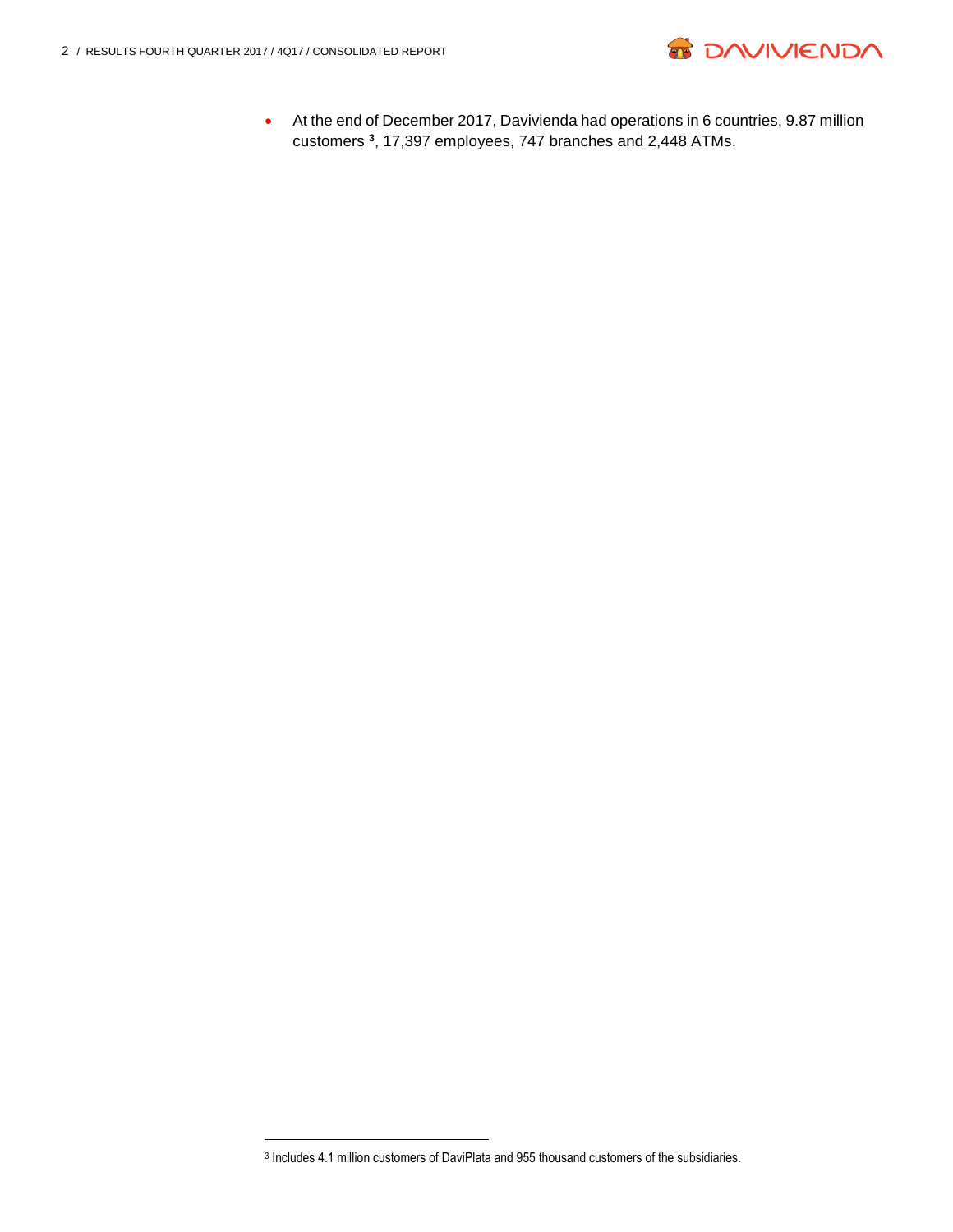- At the end of December 2017, Davivienda had operations in 6 countries, 9.87 million customers [3], 17,397 employees, 747 branches and 2,448 ATMs.

[3] Includes 4.1 million customers of DaviPlata and 955 thousand customers of the subsidiaries.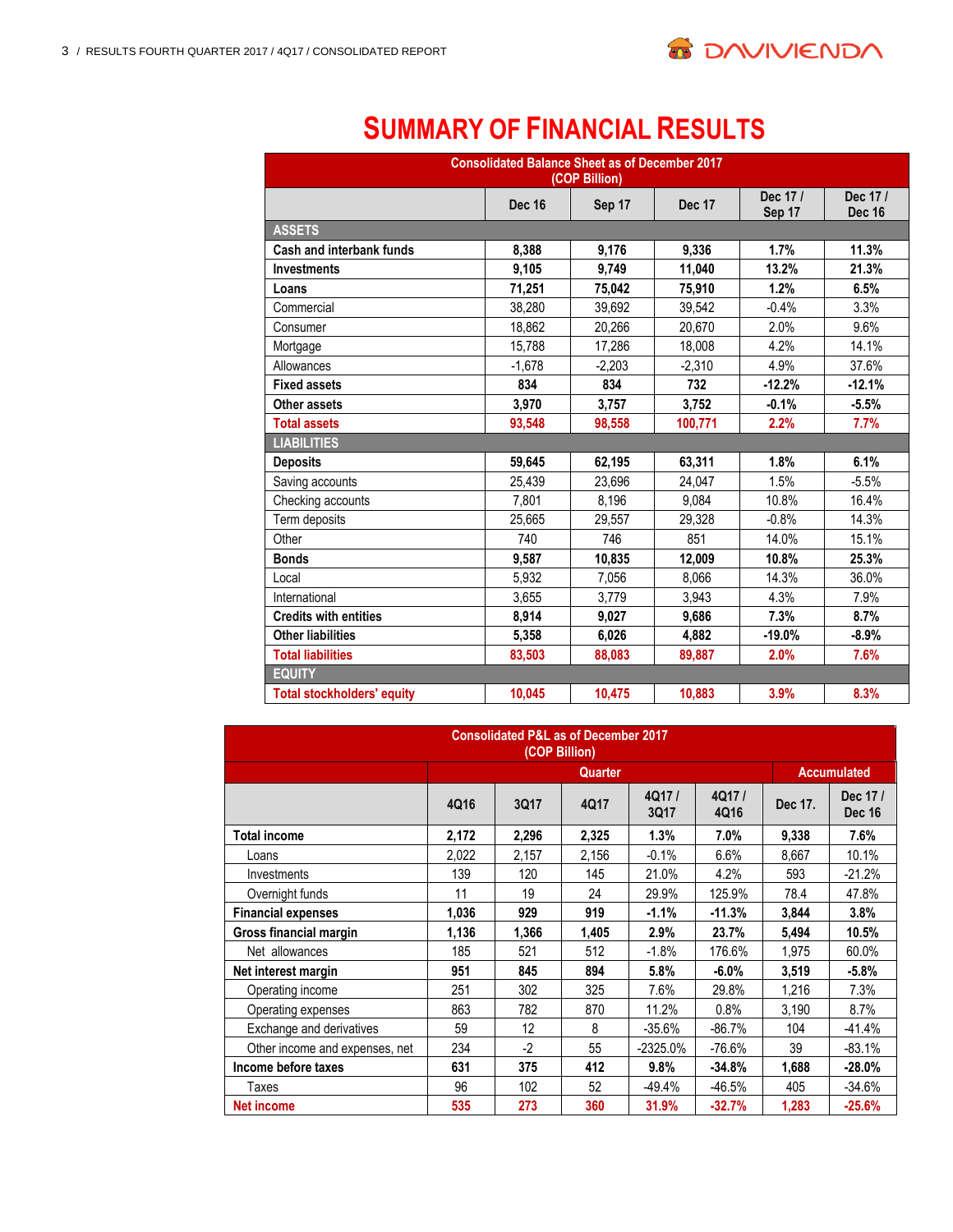# SUMMARY OF FINANCIAL RESULTS

| Consolidated Balance Sheet as of December 2017 (COP Billion) | | | | | |
|---|---|---|---|---|---|
| | Dec 16 | Sep 17 | Dec 17 | Dec 17 / Sep 17 | Dec 17 / Dec 16 |
| **ASSETS** | | | | | |
| **Cash and interbank funds** | **8,388** | **9,176** | **9,336** | **1.7%** | **11.3%** |
| **Investments** | **9,105** | **9,749** | **11,040** | **13.2%** | **21.3%** |
| **Loans** | **71,251** | **75,042** | **75,910** | **1.2%** | **6.5%** |
| Commercial | 38,280 | 39,692 | 39,542 | -0.4% | 3.3% |
| Consumer | 18,862 | 20,266 | 20,670 | 2.0% | 9.6% |
| Mortgage | 15,788 | 17,286 | 18,008 | 4.2% | 14.1% |
| Allowances | -1,678 | -2,203 | -2,310 | 4.9% | 37.6% |
| **Fixed assets** | **834** | **834** | **732** | **-12.2%** | **-12.1%** |
| **Other assets** | **3,970** | **3,757** | **3,752** | **-0.1%** | **-5.5%** |
| **Total assets** | **93,548** | **98,558** | **100,771** | **2.2%** | **7.7%** |
| **LIABILITIES** | | | | | |
| **Deposits** | **59,645** | **62,195** | **63,311** | **1.8%** | **6.1%** |
| Saving accounts | 25,439 | 23,696 | 24,047 | 1.5% | -5.5% |
| Checking accounts | 7,801 | 8,196 | 9,084 | 10.8% | 16.4% |
| Term deposits | 25,665 | 29,557 | 29,328 | -0.8% | 14.3% |
| Other | 740 | 746 | 851 | 14.0% | 15.1% |
| **Bonds** | **9,587** | **10,835** | **12,009** | **10.8%** | **25.3%** |
| Local | 5,932 | 7,056 | 8,066 | 14.3% | 36.0% |
| International | 3,655 | 3,779 | 3,943 | 4.3% | 7.9% |
| **Credits with entities** | **8,914** | **9,027** | **9,686** | **7.3%** | **8.7%** |
| **Other liabilities** | **5,358** | **6,026** | **4,882** | **-19.0%** | **-8.9%** |
| **Total liabilities** | **83,503** | **88,083** | **89,887** | **2.0%** | **7.6%** |
| **EQUITY** | | | | | |
| **Total stockholders' equity** | **10,045** | **10,475** | **10,883** | **3.9%** | **8.3%** |

| Consolidated P&L as of December 2017 (COP Billion) | | | | | | | |
|---|---|---|---|---|---|---|---|
| | Quarter | | | | | Accumulated | |
| | 4Q16 | 3Q17 | 4Q17 | 4Q17 / 3Q17 | 4Q17 / 4Q16 | Dec 17. | Dec 17 / Dec 16 |
| **Total income** | **2,172** | **2,296** | **2,325** | **1.3%** | **7.0%** | **9,338** | **7.6%** |
| Loans | 2,022 | 2,157 | 2,156 | -0.1% | 6.6% | 8,667 | 10.1% |
| Investments | 139 | 120 | 145 | 21.0% | 4.2% | 593 | -21.2% |
| Overnight funds | 11 | 19 | 24 | 29.9% | 125.9% | 78.4 | 47.8% |
| **Financial expenses** | **1,036** | **929** | **919** | **-1.1%** | **-11.3%** | **3,844** | **3.8%** |
| **Gross financial margin** | **1,136** | **1,366** | **1,405** | **2.9%** | **23.7%** | **5,494** | **10.5%** |
| Net allowances | 185 | 521 | 512 | -1.8% | 176.6% | 1,975 | 60.0% |
| **Net interest margin** | **951** | **845** | **894** | **5.8%** | **-6.0%** | **3,519** | **-5.8%** |
| Operating income | 251 | 302 | 325 | 7.6% | 29.8% | 1,216 | 7.3% |
| Operating expenses | 863 | 782 | 870 | 11.2% | 0.8% | 3,190 | 8.7% |
| Exchange and derivatives | 59 | 12 | 8 | -35.6% | -86.7% | 104 | -41.4% |
| Other income and expenses, net | 234 | -2 | 55 | -2325.0% | -76.6% | 39 | -83.1% |
| **Income before taxes** | **631** | **375** | **412** | **9.8%** | **-34.8%** | **1,688** | **-28.0%** |
| Taxes | 96 | 102 | 52 | -49.4% | -46.5% | 405 | -34.6% |
| **Net income** | **535** | **273** | **360** | **31.9%** | **-32.7%** | **1,283** | **-25.6%** |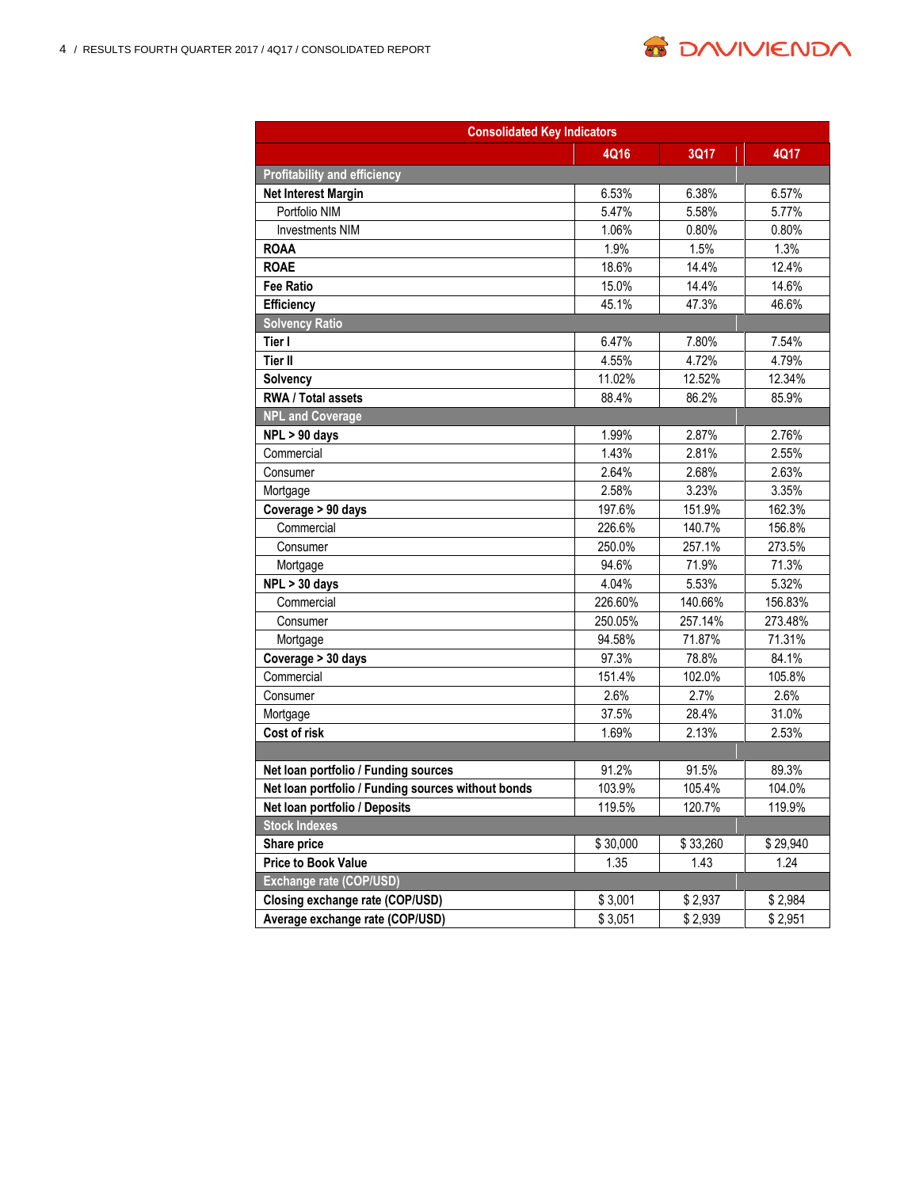| Consolidated Key Indicators | | | |
|---|---|---|---|
| | 4Q16 | 3Q17 | 4Q17 |
| **Profitability and efficiency** | | | |
| **Net Interest Margin** | 6.53% | 6.38% | 6.57% |
| Portfolio NIM | 5.47% | 5.58% | 5.77% |
| Investments NIM | 1.06% | 0.80% | 0.80% |
| **ROAA** | 1.9% | 1.5% | 1.3% |
| **ROAE** | 18.6% | 14.4% | 12.4% |
| **Fee Ratio** | 15.0% | 14.4% | 14.6% |
| **Efficiency** | 45.1% | 47.3% | 46.6% |
| **Solvency Ratio** | | | |
| **Tier I** | 6.47% | 7.80% | 7.54% |
| **Tier II** | 4.55% | 4.72% | 4.79% |
| **Solvency** | 11.02% | 12.52% | 12.34% |
| **RWA / Total assets** | 88.4% | 86.2% | 85.9% |
| **NPL and Coverage** | | | |
| **NPL > 90 days** | 1.99% | 2.87% | 2.76% |
| Commercial | 1.43% | 2.81% | 2.55% |
| Consumer | 2.64% | 2.68% | 2.63% |
| Mortgage | 2.58% | 3.23% | 3.35% |
| **Coverage > 90 days** | 197.6% | 151.9% | 162.3% |
| Commercial | 226.6% | 140.7% | 156.8% |
| Consumer | 250.0% | 257.1% | 273.5% |
| Mortgage | 94.6% | 71.9% | 71.3% |
| **NPL > 30 days** | 4.04% | 5.53% | 5.32% |
| Commercial | 226.60% | 140.66% | 156.83% |
| Consumer | 250.05% | 257.14% | 273.48% |
| Mortgage | 94.58% | 71.87% | 71.31% |
| **Coverage > 30 days** | 97.3% | 78.8% | 84.1% |
| Commercial | 151.4% | 102.0% | 105.8% |
| Consumer | 2.6% | 2.7% | 2.6% |
| Mortgage | 37.5% | 28.4% | 31.0% |
| **Cost of risk** | 1.69% | 2.13% | 2.53% |
| | | | |
| **Net loan portfolio / Funding sources** | 91.2% | 91.5% | 89.3% |
| **Net loan portfolio / Funding sources without bonds** | 103.9% | 105.4% | 104.0% |
| **Net loan portfolio / Deposits** | 119.5% | 120.7% | 119.9% |
| **Stock Indexes** | | | |
| **Share price** | $ 30,000 | $ 33,260 | $ 29,940 |
| **Price to Book Value** | 1.35 | 1.43 | 1.24 |
| **Exchange rate (COP/USD)** | | | |
| **Closing exchange rate (COP/USD)** | $ 3,001 | $ 2,937 | $ 2,984 |
| **Average exchange rate (COP/USD)** | $ 3,051 | $ 2,939 | $ 2,951 |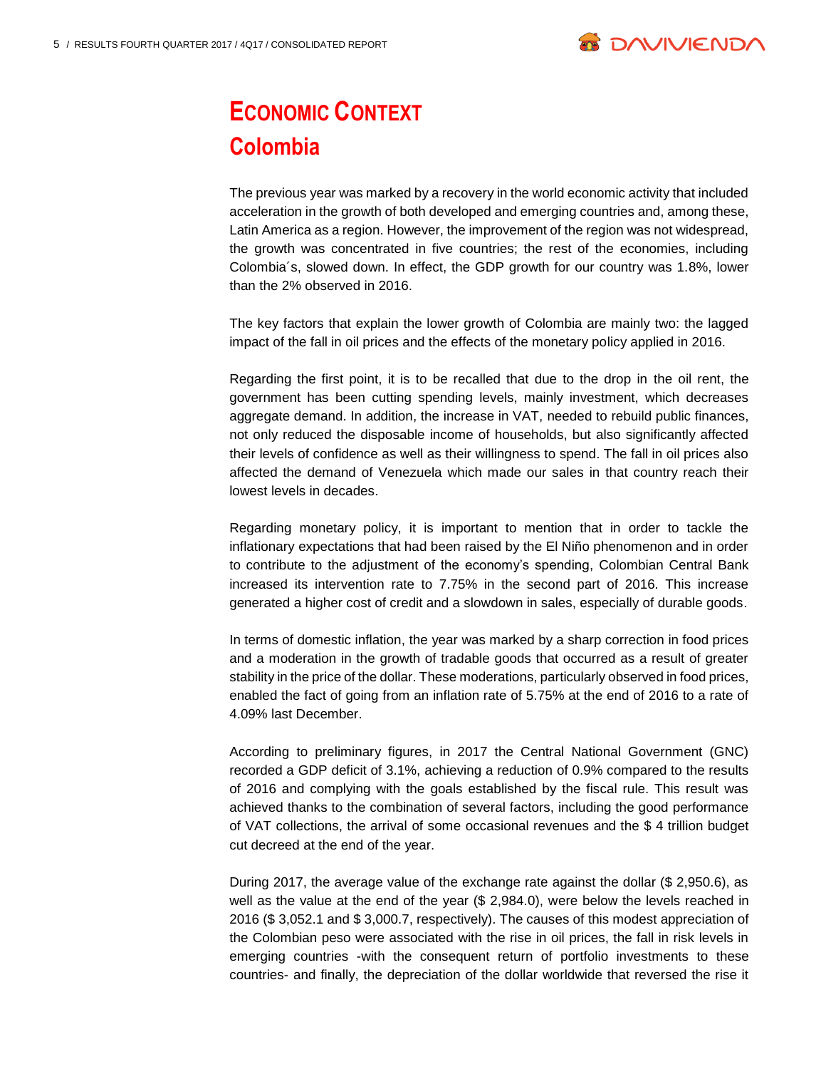# ECONOMIC CONTEXT

## Colombia

The previous year was marked by a recovery in the world economic activity that included acceleration in the growth of both developed and emerging countries and, among these, Latin America as a region. However, the improvement of the region was not widespread, the growth was concentrated in five countries; the rest of the economies, including Colombia´s, slowed down. In effect, the GDP growth for our country was 1.8%, lower than the 2% observed in 2016.

The key factors that explain the lower growth of Colombia are mainly two: the lagged impact of the fall in oil prices and the effects of the monetary policy applied in 2016.

Regarding the first point, it is to be recalled that due to the drop in the oil rent, the government has been cutting spending levels, mainly investment, which decreases aggregate demand. In addition, the increase in VAT, needed to rebuild public finances, not only reduced the disposable income of households, but also significantly affected their levels of confidence as well as their willingness to spend. The fall in oil prices also affected the demand of Venezuela which made our sales in that country reach their lowest levels in decades.

Regarding monetary policy, it is important to mention that in order to tackle the inflationary expectations that had been raised by the El Niño phenomenon and in order to contribute to the adjustment of the economy's spending, Colombian Central Bank increased its intervention rate to 7.75% in the second part of 2016. This increase generated a higher cost of credit and a slowdown in sales, especially of durable goods.

In terms of domestic inflation, the year was marked by a sharp correction in food prices and a moderation in the growth of tradable goods that occurred as a result of greater stability in the price of the dollar. These moderations, particularly observed in food prices, enabled the fact of going from an inflation rate of 5.75% at the end of 2016 to a rate of 4.09% last December.

According to preliminary figures, in 2017 the Central National Government (GNC) recorded a GDP deficit of 3.1%, achieving a reduction of 0.9% compared to the results of 2016 and complying with the goals established by the fiscal rule. This result was achieved thanks to the combination of several factors, including the good performance of VAT collections, the arrival of some occasional revenues and the $ 4 trillion budget cut decreed at the end of the year.

During 2017, the average value of the exchange rate against the dollar ($ 2,950.6), as well as the value at the end of the year ($ 2,984.0), were below the levels reached in 2016 ($ 3,052.1 and $ 3,000.7, respectively). The causes of this modest appreciation of the Colombian peso were associated with the rise in oil prices, the fall in risk levels in emerging countries -with the consequent return of portfolio investments to these countries- and finally, the depreciation of the dollar worldwide that reversed the rise it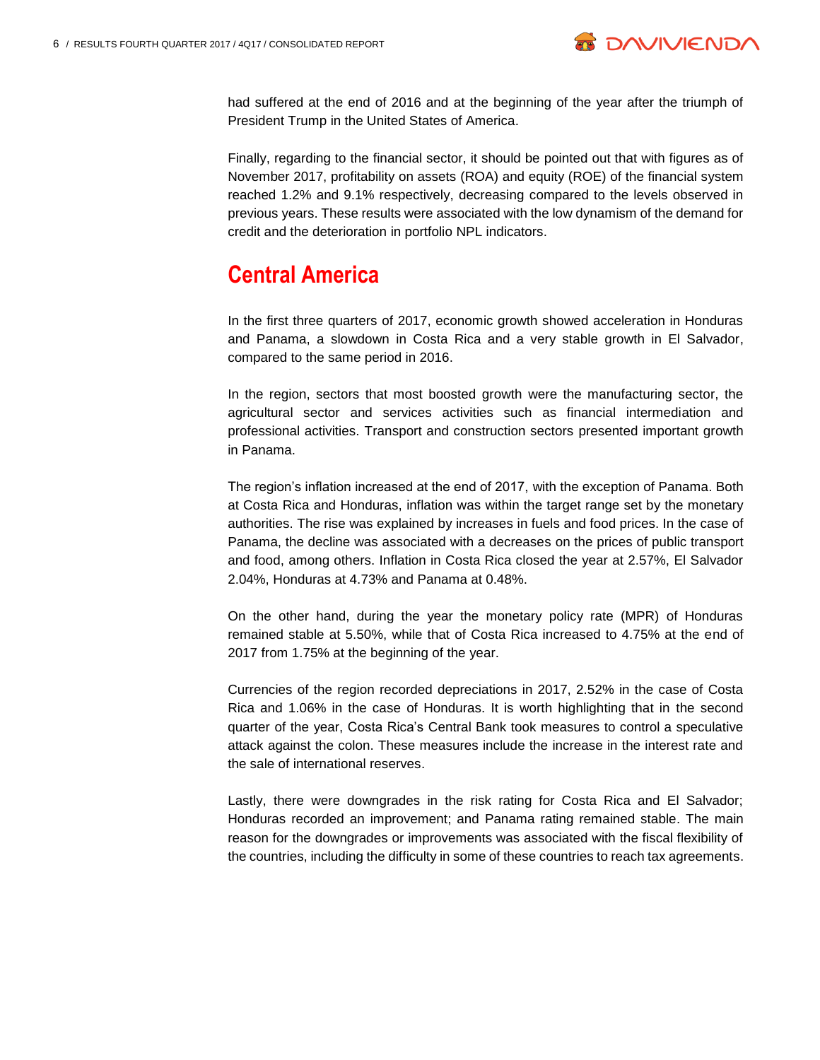had suffered at the end of 2016 and at the beginning of the year after the triumph of President Trump in the United States of America.

Finally, regarding to the financial sector, it should be pointed out that with figures as of November 2017, profitability on assets (ROA) and equity (ROE) of the financial system reached 1.2% and 9.1% respectively, decreasing compared to the levels observed in previous years. These results were associated with the low dynamism of the demand for credit and the deterioration in portfolio NPL indicators.

## Central America

In the first three quarters of 2017, economic growth showed acceleration in Honduras and Panama, a slowdown in Costa Rica and a very stable growth in El Salvador, compared to the same period in 2016.

In the region, sectors that most boosted growth were the manufacturing sector, the agricultural sector and services activities such as financial intermediation and professional activities. Transport and construction sectors presented important growth in Panama.

The region's inflation increased at the end of 2017, with the exception of Panama. Both at Costa Rica and Honduras, inflation was within the target range set by the monetary authorities. The rise was explained by increases in fuels and food prices. In the case of Panama, the decline was associated with a decreases on the prices of public transport and food, among others. Inflation in Costa Rica closed the year at 2.57%, El Salvador 2.04%, Honduras at 4.73% and Panama at 0.48%.

On the other hand, during the year the monetary policy rate (MPR) of Honduras remained stable at 5.50%, while that of Costa Rica increased to 4.75% at the end of 2017 from 1.75% at the beginning of the year.

Currencies of the region recorded depreciations in 2017, 2.52% in the case of Costa Rica and 1.06% in the case of Honduras. It is worth highlighting that in the second quarter of the year, Costa Rica's Central Bank took measures to control a speculative attack against the colon. These measures include the increase in the interest rate and the sale of international reserves.

Lastly, there were downgrades in the risk rating for Costa Rica and El Salvador; Honduras recorded an improvement; and Panama rating remained stable. The main reason for the downgrades or improvements was associated with the fiscal flexibility of the countries, including the difficulty in some of these countries to reach tax agreements.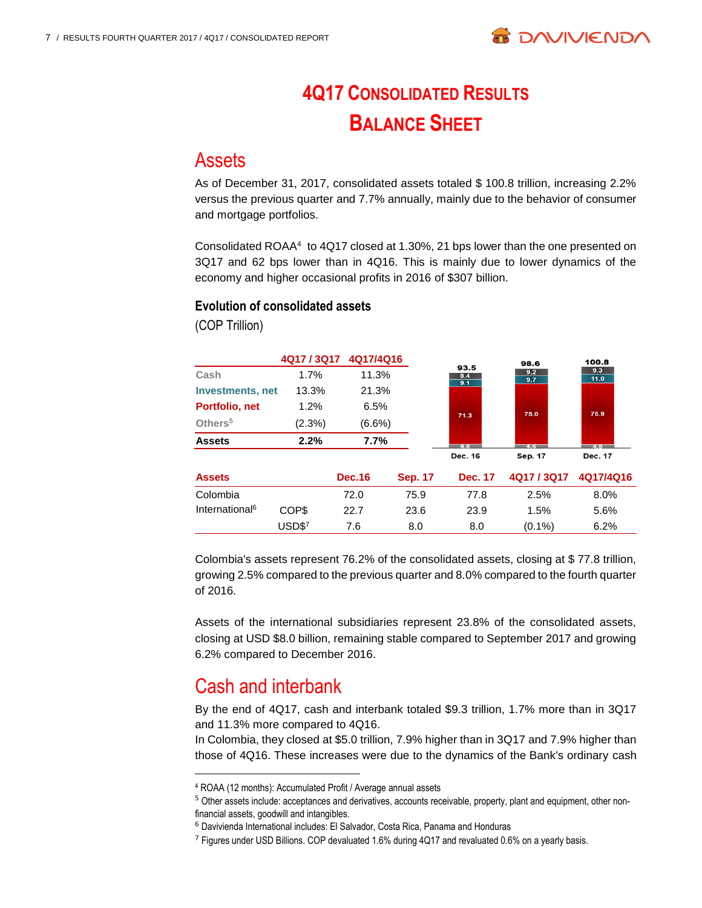# 4Q17 Consolidated Results

# Balance Sheet

## Assets

As of December 31, 2017, consolidated assets totaled $ 100.8 trillion, increasing 2.2% versus the previous quarter and 7.7% annually, mainly due to the behavior of consumer and mortgage portfolios.

Consolidated ROAA[4] to 4Q17 closed at 1.30%, 21 bps lower than the one presented on 3Q17 and 62 bps lower than in 4Q16. This is mainly due to lower dynamics of the economy and higher occasional profits in 2016 of $307 billion.

### Evolution of consolidated assets

(COP Trillion)

| | 4Q17 / 3Q17 | 4Q17/4Q16 |
|---|---|---|
| Cash | 1.7% | 11.3% |
| Investments, net | 13.3% | 21.3% |
| Portfolio, net | 1.2% | 6.5% |
| Others[5] | (2.3%) | (6.6%) |
| **Assets** | **2.2%** | **7.7%** |

| | Dec. 16 | Sep. 17 | Dec. 17 |
|---|---|---|---|
| Cash | 8.4 | 9.2 | 9.3 |
| Investments, net | 9.1 | 9.7 | 11.0 |
| Portfolio, net | 71.3 | 75.0 | 75.9 |
| Others | 4.8 | 4.6 | 4.5 |
| Total | 93.5 | 98.6 | 100.8 |

| Assets | | Dec.16 | Sep. 17 | Dec. 17 | 4Q17 / 3Q17 | 4Q17/4Q16 |
|---|---|---|---|---|---|---|
| Colombia | | 72.0 | 75.9 | 77.8 | 2.5% | 8.0% |
| International[6] | COP$ | 22.7 | 23.6 | 23.9 | 1.5% | 5.6% |
| | USD$[7] | 7.6 | 8.0 | 8.0 | (0.1%) | 6.2% |

Colombia's assets represent 76.2% of the consolidated assets, closing at $ 77.8 trillion, growing 2.5% compared to the previous quarter and 8.0% compared to the fourth quarter of 2016.

Assets of the international subsidiaries represent 23.8% of the consolidated assets, closing at USD $8.0 billion, remaining stable compared to September 2017 and growing 6.2% compared to December 2016.

## Cash and interbank

By the end of 4Q17, cash and interbank totaled $9.3 trillion, 1.7% more than in 3Q17 and 11.3% more compared to 4Q16.

In Colombia, they closed at $5.0 trillion, 7.9% higher than in 3Q17 and 7.9% higher than those of 4Q16. These increases were due to the dynamics of the Bank's ordinary cash

---

[4] ROAA (12 months): Accumulated Profit / Average annual assets

[5] Other assets include: acceptances and derivatives, accounts receivable, property, plant and equipment, other non-financial assets, goodwill and intangibles.

[6] Davivienda International includes: El Salvador, Costa Rica, Panama and Honduras

[7] Figures under USD Billions. COP devaluated 1.6% during 4Q17 and revaluated 0.6% on a yearly basis.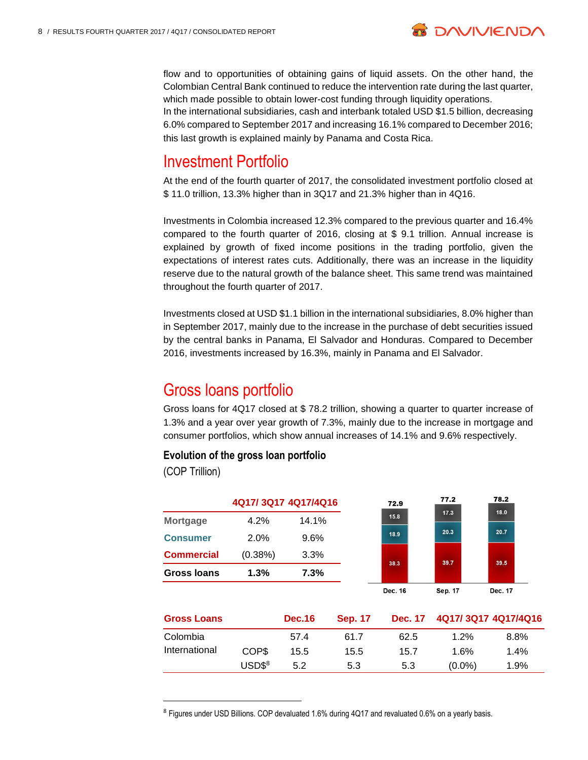flow and to opportunities of obtaining gains of liquid assets. On the other hand, the Colombian Central Bank continued to reduce the intervention rate during the last quarter, which made possible to obtain lower-cost funding through liquidity operations.
In the international subsidiaries, cash and interbank totaled USD $1.5 billion, decreasing 6.0% compared to September 2017 and increasing 16.1% compared to December 2016; this last growth is explained mainly by Panama and Costa Rica.

## Investment Portfolio

At the end of the fourth quarter of 2017, the consolidated investment portfolio closed at $ 11.0 trillion, 13.3% higher than in 3Q17 and 21.3% higher than in 4Q16.

Investments in Colombia increased 12.3% compared to the previous quarter and 16.4% compared to the fourth quarter of 2016, closing at $ 9.1 trillion. Annual increase is explained by growth of fixed income positions in the trading portfolio, given the expectations of interest rates cuts. Additionally, there was an increase in the liquidity reserve due to the natural growth of the balance sheet. This same trend was maintained throughout the fourth quarter of 2017.

Investments closed at USD $1.1 billion in the international subsidiaries, 8.0% higher than in September 2017, mainly due to the increase in the purchase of debt securities issued by the central banks in Panama, El Salvador and Honduras. Compared to December 2016, investments increased by 16.3%, mainly in Panama and El Salvador.

## Gross loans portfolio

Gross loans for 4Q17 closed at $ 78.2 trillion, showing a quarter to quarter increase of 1.3% and a year over year growth of 7.3%, mainly due to the increase in mortgage and consumer portfolios, which show annual increases of 14.1% and 9.6% respectively.

### Evolution of the gross loan portfolio

(COP Trillion)

| | 4Q17/ 3Q17 | 4Q17/4Q16 |
|---|---|---|
| Mortgage | 4.2% | 14.1% |
| Consumer | 2.0% | 9.6% |
| Commercial | (0.38%) | 3.3% |
| **Gross loans** | **1.3%** | **7.3%** |

| | Dec. 16 | Sep. 17 | Dec. 17 |
|---|---|---|---|
| Mortgage | 15.8 | 17.3 | 18.0 |
| Consumer | 18.9 | 20.3 | 20.7 |
| Commercial | 38.3 | 39.7 | 39.5 |
| Total | 72.9 | 77.2 | 78.2 |

| Gross Loans | | Dec.16 | Sep. 17 | Dec. 17 | 4Q17/ 3Q17 | 4Q17/4Q16 |
|---|---|---|---|---|---|---|
| Colombia | | 57.4 | 61.7 | 62.5 | 1.2% | 8.8% |
| International | COP$ | 15.5 | 15.5 | 15.7 | 1.6% | 1.4% |
| | USD$[8] | 5.2 | 5.3 | 5.3 | (0.0%) | 1.9% |

[8] Figures under USD Billions. COP devaluated 1.6% during 4Q17 and revaluated 0.6% on a yearly basis.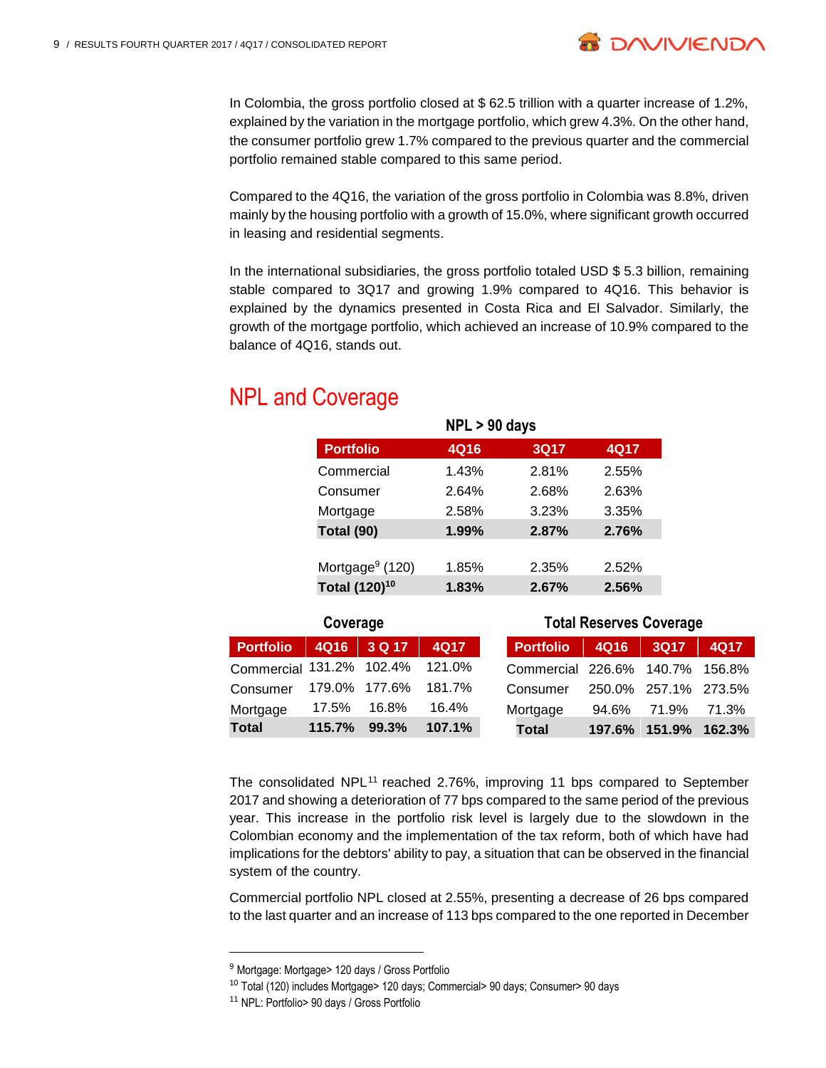In Colombia, the gross portfolio closed at $ 62.5 trillion with a quarter increase of 1.2%, explained by the variation in the mortgage portfolio, which grew 4.3%. On the other hand, the consumer portfolio grew 1.7% compared to the previous quarter and the commercial portfolio remained stable compared to this same period.

Compared to the 4Q16, the variation of the gross portfolio in Colombia was 8.8%, driven mainly by the housing portfolio with a growth of 15.0%, where significant growth occurred in leasing and residential segments.

In the international subsidiaries, the gross portfolio totaled USD $ 5.3 billion, remaining stable compared to 3Q17 and growing 1.9% compared to 4Q16. This behavior is explained by the dynamics presented in Costa Rica and El Salvador. Similarly, the growth of the mortgage portfolio, which achieved an increase of 10.9% compared to the balance of 4Q16, stands out.

## NPL and Coverage

**NPL > 90 days**

| Portfolio | 4Q16 | 3Q17 | 4Q17 |
|---|---|---|---|
| Commercial | 1.43% | 2.81% | 2.55% |
| Consumer | 2.64% | 2.68% | 2.63% |
| Mortgage | 2.58% | 3.23% | 3.35% |
| **Total (90)** | **1.99%** | **2.87%** | **2.76%** |
| Mortgage[9] (120) | 1.85% | 2.35% | 2.52% |
| **Total (120)[10]** | **1.83%** | **2.67%** | **2.56%** |

**Coverage**

| Portfolio | 4Q16 | 3 Q 17 | 4Q17 |
|---|---|---|---|
| Commercial | 131.2% | 102.4% | 121.0% |
| Consumer | 179.0% | 177.6% | 181.7% |
| Mortgage | 17.5% | 16.8% | 16.4% |
| **Total** | **115.7%** | **99.3%** | **107.1%** |

**Total Reserves Coverage**

| Portfolio | 4Q16 | 3Q17 | 4Q17 |
|---|---|---|---|
| Commercial | 226.6% | 140.7% | 156.8% |
| Consumer | 250.0% | 257.1% | 273.5% |
| Mortgage | 94.6% | 71.9% | 71.3% |
| **Total** | **197.6%** | **151.9%** | **162.3%** |

The consolidated NPL[11] reached 2.76%, improving 11 bps compared to September 2017 and showing a deterioration of 77 bps compared to the same period of the previous year. This increase in the portfolio risk level is largely due to the slowdown in the Colombian economy and the implementation of the tax reform, both of which have had implications for the debtors' ability to pay, a situation that can be observed in the financial system of the country.

Commercial portfolio NPL closed at 2.55%, presenting a decrease of 26 bps compared to the last quarter and an increase of 113 bps compared to the one reported in December

---

[9] Mortgage: Mortgage> 120 days / Gross Portfolio

[10] Total (120) includes Mortgage> 120 days; Commercial> 90 days; Consumer> 90 days

[11] NPL: Portfolio> 90 days / Gross Portfolio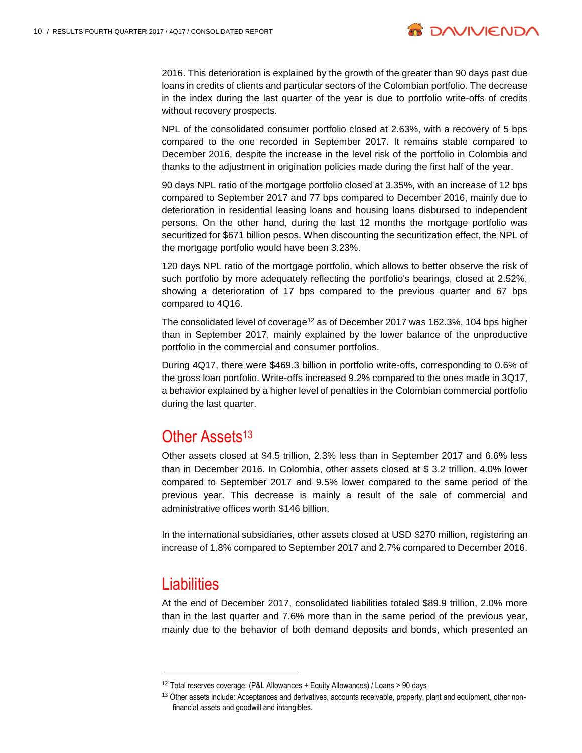2016. This deterioration is explained by the growth of the greater than 90 days past due loans in credits of clients and particular sectors of the Colombian portfolio. The decrease in the index during the last quarter of the year is due to portfolio write-offs of credits without recovery prospects.

NPL of the consolidated consumer portfolio closed at 2.63%, with a recovery of 5 bps compared to the one recorded in September 2017. It remains stable compared to December 2016, despite the increase in the level risk of the portfolio in Colombia and thanks to the adjustment in origination policies made during the first half of the year.

90 days NPL ratio of the mortgage portfolio closed at 3.35%, with an increase of 12 bps compared to September 2017 and 77 bps compared to December 2016, mainly due to deterioration in residential leasing loans and housing loans disbursed to independent persons. On the other hand, during the last 12 months the mortgage portfolio was securitized for $671 billion pesos. When discounting the securitization effect, the NPL of the mortgage portfolio would have been 3.23%.

120 days NPL ratio of the mortgage portfolio, which allows to better observe the risk of such portfolio by more adequately reflecting the portfolio's bearings, closed at 2.52%, showing a deterioration of 17 bps compared to the previous quarter and 67 bps compared to 4Q16.

The consolidated level of coverage[12] as of December 2017 was 162.3%, 104 bps higher than in September 2017, mainly explained by the lower balance of the unproductive portfolio in the commercial and consumer portfolios.

During 4Q17, there were $469.3 billion in portfolio write-offs, corresponding to 0.6% of the gross loan portfolio. Write-offs increased 9.2% compared to the ones made in 3Q17, a behavior explained by a higher level of penalties in the Colombian commercial portfolio during the last quarter.

## Other Assets[13]

Other assets closed at $4.5 trillion, 2.3% less than in September 2017 and 6.6% less than in December 2016. In Colombia, other assets closed at $ 3.2 trillion, 4.0% lower compared to September 2017 and 9.5% lower compared to the same period of the previous year. This decrease is mainly a result of the sale of commercial and administrative offices worth $146 billion.

In the international subsidiaries, other assets closed at USD $270 million, registering an increase of 1.8% compared to September 2017 and 2.7% compared to December 2016.

## Liabilities

At the end of December 2017, consolidated liabilities totaled $89.9 trillion, 2.0% more than in the last quarter and 7.6% more than in the same period of the previous year, mainly due to the behavior of both demand deposits and bonds, which presented an

---

[12] Total reserves coverage: (P&L Allowances + Equity Allowances) / Loans > 90 days

[13] Other assets include: Acceptances and derivatives, accounts receivable, property, plant and equipment, other non-financial assets and goodwill and intangibles.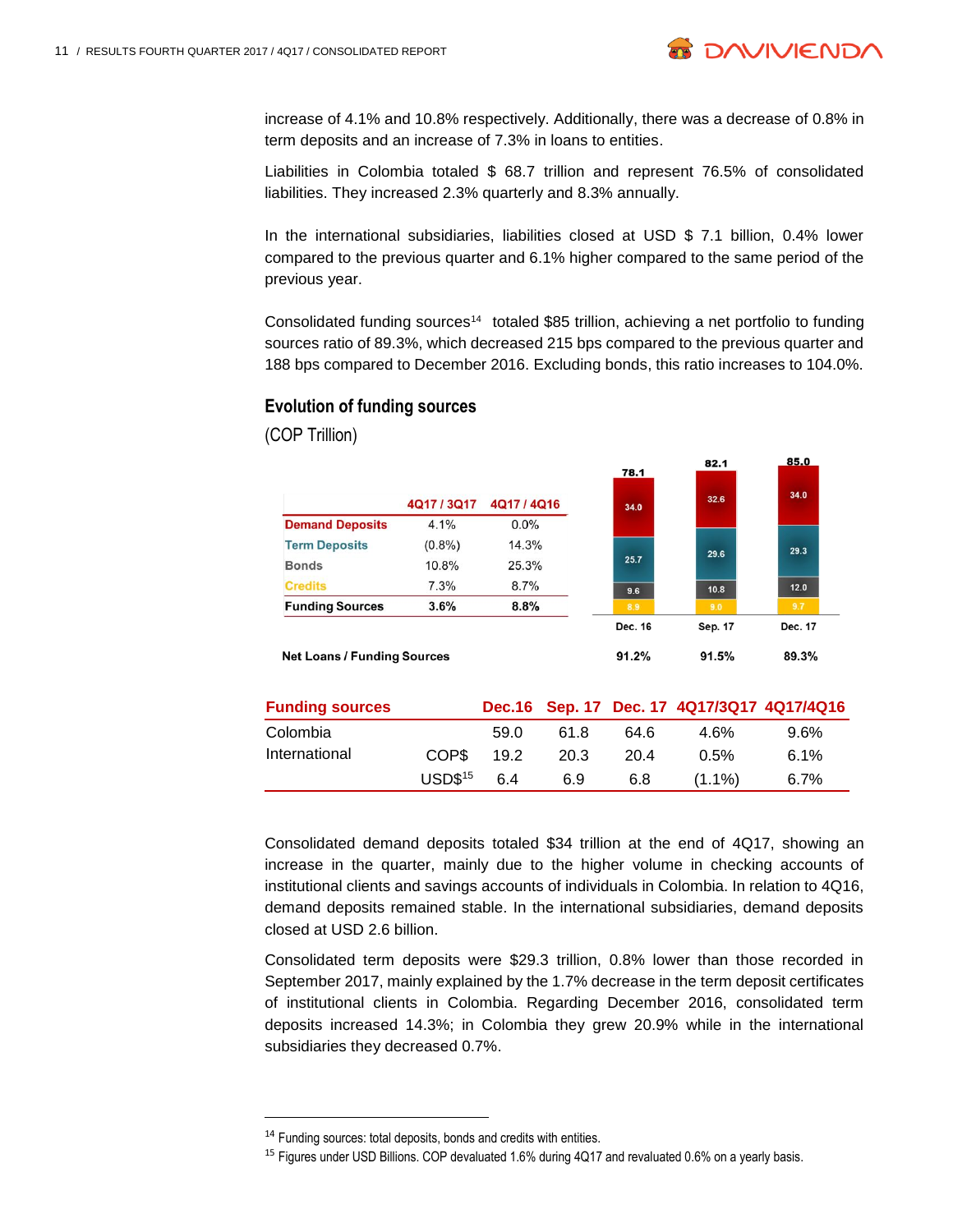increase of 4.1% and 10.8% respectively. Additionally, there was a decrease of 0.8% in term deposits and an increase of 7.3% in loans to entities.

Liabilities in Colombia totaled $ 68.7 trillion and represent 76.5% of consolidated liabilities. They increased 2.3% quarterly and 8.3% annually.

In the international subsidiaries, liabilities closed at USD $ 7.1 billion, 0.4% lower compared to the previous quarter and 6.1% higher compared to the same period of the previous year.

Consolidated funding sources[14] totaled $85 trillion, achieving a net portfolio to funding sources ratio of 89.3%, which decreased 215 bps compared to the previous quarter and 188 bps compared to December 2016. Excluding bonds, this ratio increases to 104.0%.

## Evolution of funding sources

(COP Trillion)

| | 4Q17 / 3Q17 | 4Q17 / 4Q16 |
|---|---|---|
| Demand Deposits | 4.1% | 0.0% |
| Term Deposits | (0.8%) | 14.3% |
| Bonds | 10.8% | 25.3% |
| Credits | 7.3% | 8.7% |
| **Funding Sources** | **3.6%** | **8.8%** |

| | Dec. 16 | Sep. 17 | Dec. 17 |
|---|---|---|---|
| Demand Deposits | 34.0 | 32.6 | 34.0 |
| Term Deposits | 25.7 | 29.6 | 29.3 |
| Bonds | 9.6 | 10.8 | 12.0 |
| Credits | 8.9 | 9.0 | 9.7 |
| Total | 78.1 | 82.1 | 85.0 |
| **Net Loans / Funding Sources** | **91.2%** | **91.5%** | **89.3%** |

| Funding sources | | Dec.16 | Sep. 17 | Dec. 17 | 4Q17/3Q17 | 4Q17/4Q16 |
|---|---|---|---|---|---|---|
| Colombia | | 59.0 | 61.8 | 64.6 | 4.6% | 9.6% |
| International | COP$ | 19.2 | 20.3 | 20.4 | 0.5% | 6.1% |
| | USD$[15] | 6.4 | 6.9 | 6.8 | (1.1%) | 6.7% |

Consolidated demand deposits totaled $34 trillion at the end of 4Q17, showing an increase in the quarter, mainly due to the higher volume in checking accounts of institutional clients and savings accounts of individuals in Colombia. In relation to 4Q16, demand deposits remained stable. In the international subsidiaries, demand deposits closed at USD 2.6 billion.

Consolidated term deposits were $29.3 trillion, 0.8% lower than those recorded in September 2017, mainly explained by the 1.7% decrease in the term deposit certificates of institutional clients in Colombia. Regarding December 2016, consolidated term deposits increased 14.3%; in Colombia they grew 20.9% while in the international subsidiaries they decreased 0.7%.

---

[14] Funding sources: total deposits, bonds and credits with entities.

[15] Figures under USD Billions. COP devaluated 1.6% during 4Q17 and revaluated 0.6% on a yearly basis.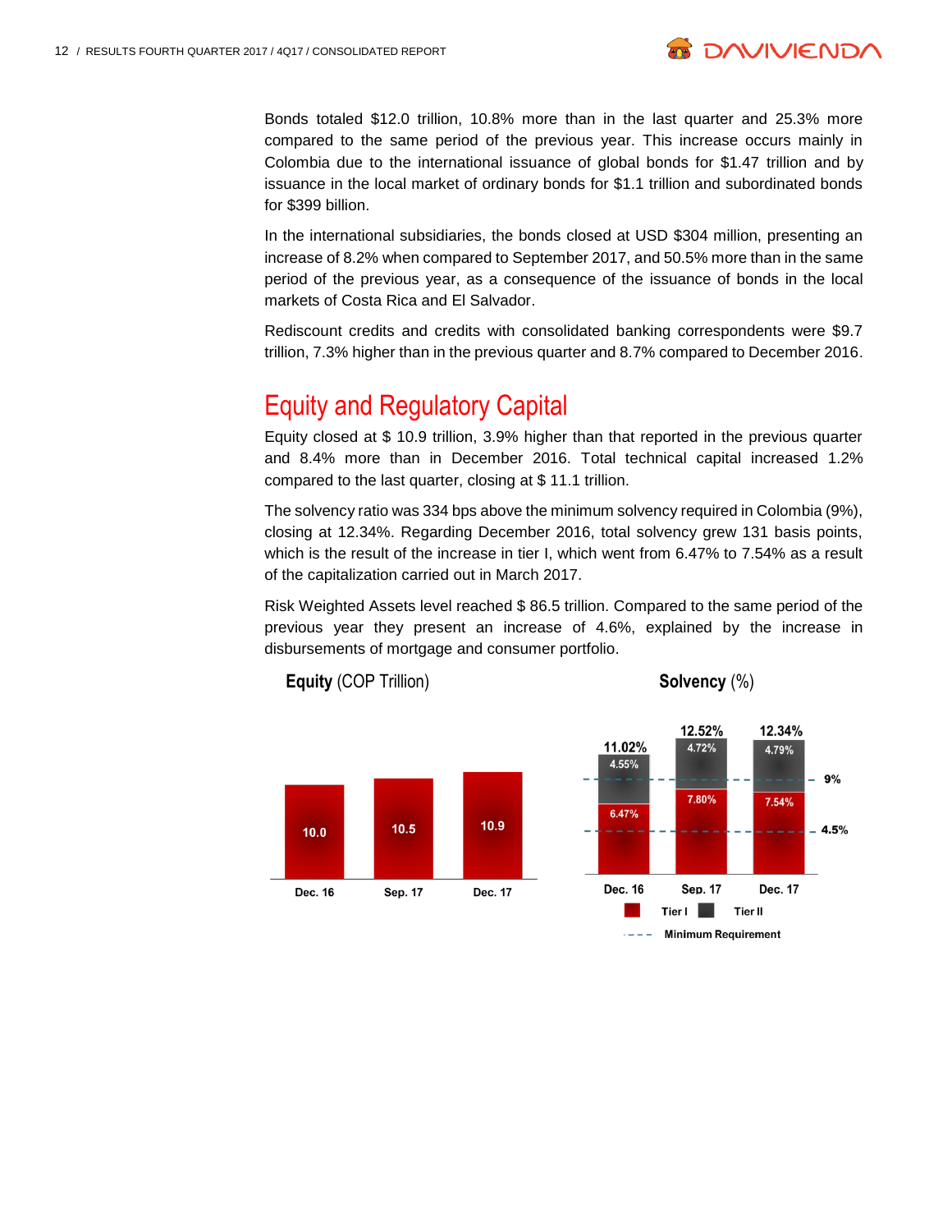Bonds totaled $12.0 trillion, 10.8% more than in the last quarter and 25.3% more compared to the same period of the previous year. This increase occurs mainly in Colombia due to the international issuance of global bonds for $1.47 trillion and by issuance in the local market of ordinary bonds for $1.1 trillion and subordinated bonds for $399 billion.

In the international subsidiaries, the bonds closed at USD $304 million, presenting an increase of 8.2% when compared to September 2017, and 50.5% more than in the same period of the previous year, as a consequence of the issuance of bonds in the local markets of Costa Rica and El Salvador.

Rediscount credits and credits with consolidated banking correspondents were $9.7 trillion, 7.3% higher than in the previous quarter and 8.7% compared to December 2016.

# Equity and Regulatory Capital

Equity closed at $ 10.9 trillion, 3.9% higher than that reported in the previous quarter and 8.4% more than in December 2016. Total technical capital increased 1.2% compared to the last quarter, closing at $ 11.1 trillion.

The solvency ratio was 334 bps above the minimum solvency required in Colombia (9%), closing at 12.34%. Regarding December 2016, total solvency grew 131 basis points, which is the result of the increase in tier I, which went from 6.47% to 7.54% as a result of the capitalization carried out in March 2017.

Risk Weighted Assets level reached $ 86.5 trillion. Compared to the same period of the previous year they present an increase of 4.6%, explained by the increase in disbursements of mortgage and consumer portfolio.

**Equity** (COP Trillion)

| | Dec. 16 | Sep. 17 | Dec. 17 |
|---|---|---|---|
| Equity | 10.0 | 10.5 | 10.9 |

**Solvency** (%)

| | Dec. 16 | Sep. 17 | Dec. 17 |
|---|---|---|---|
| Tier I | 6.47% | 7.80% | 7.54% |
| Tier II | 4.55% | 4.72% | 4.79% |
| Total | 11.02% | 12.52% | 12.34% |

Minimum Requirement: 9% (total), 4.5% (Tier I)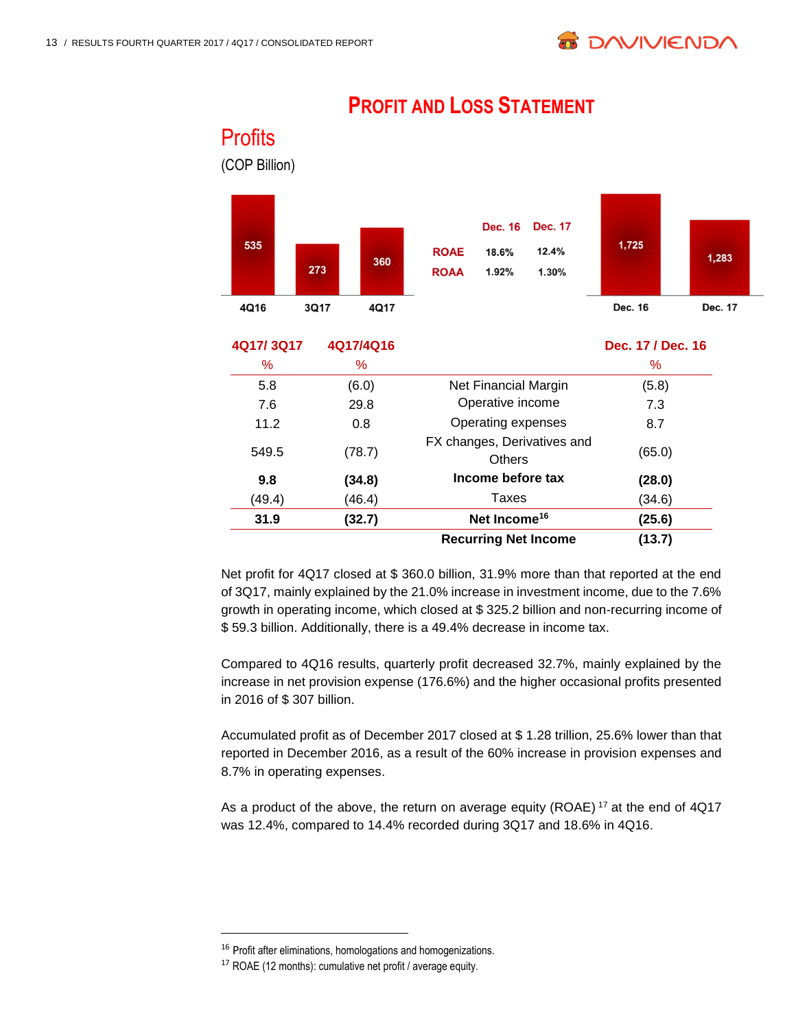# PROFIT AND LOSS STATEMENT

## Profits

(COP Billion)

| 4Q16 | 3Q17 | 4Q17 |
|---|---|---|
| 535 | 273 | 360 |

| | Dec. 16 | Dec. 17 |
|---|---|---|
| ROAE | 18.6% | 12.4% |
| ROAA | 1.92% | 1.30% |

| Dec. 16 | Dec. 17 |
|---|---|
| 1,725 | 1,283 |

| 4Q17/ 3Q17 % | 4Q17/4Q16 % | | Dec. 17 / Dec. 16 % |
|---|---|---|---|
| 5.8 | (6.0) | Net Financial Margin | (5.8) |
| 7.6 | 29.8 | Operative income | 7.3 |
| 11.2 | 0.8 | Operating expenses | 8.7 |
| 549.5 | (78.7) | FX changes, Derivatives and Others | (65.0) |
| **9.8** | **(34.8)** | **Income before tax** | **(28.0)** |
| (49.4) | (46.4) | Taxes | (34.6) |
| **31.9** | **(32.7)** | **Net Income[16]** | **(25.6)** |
| | | **Recurring Net Income** | **(13.7)** |

Net profit for 4Q17 closed at $ 360.0 billion, 31.9% more than that reported at the end of 3Q17, mainly explained by the 21.0% increase in investment income, due to the 7.6% growth in operating income, which closed at $ 325.2 billion and non-recurring income of $ 59.3 billion. Additionally, there is a 49.4% decrease in income tax.

Compared to 4Q16 results, quarterly profit decreased 32.7%, mainly explained by the increase in net provision expense (176.6%) and the higher occasional profits presented in 2016 of $ 307 billion.

Accumulated profit as of December 2017 closed at $ 1.28 trillion, 25.6% lower than that reported in December 2016, as a result of the 60% increase in provision expenses and 8.7% in operating expenses.

As a product of the above, the return on average equity (ROAE) [17] at the end of 4Q17 was 12.4%, compared to 14.4% recorded during 3Q17 and 18.6% in 4Q16.

---

[16] Profit after eliminations, homologations and homogenizations.

[17] ROAE (12 months): cumulative net profit / average equity.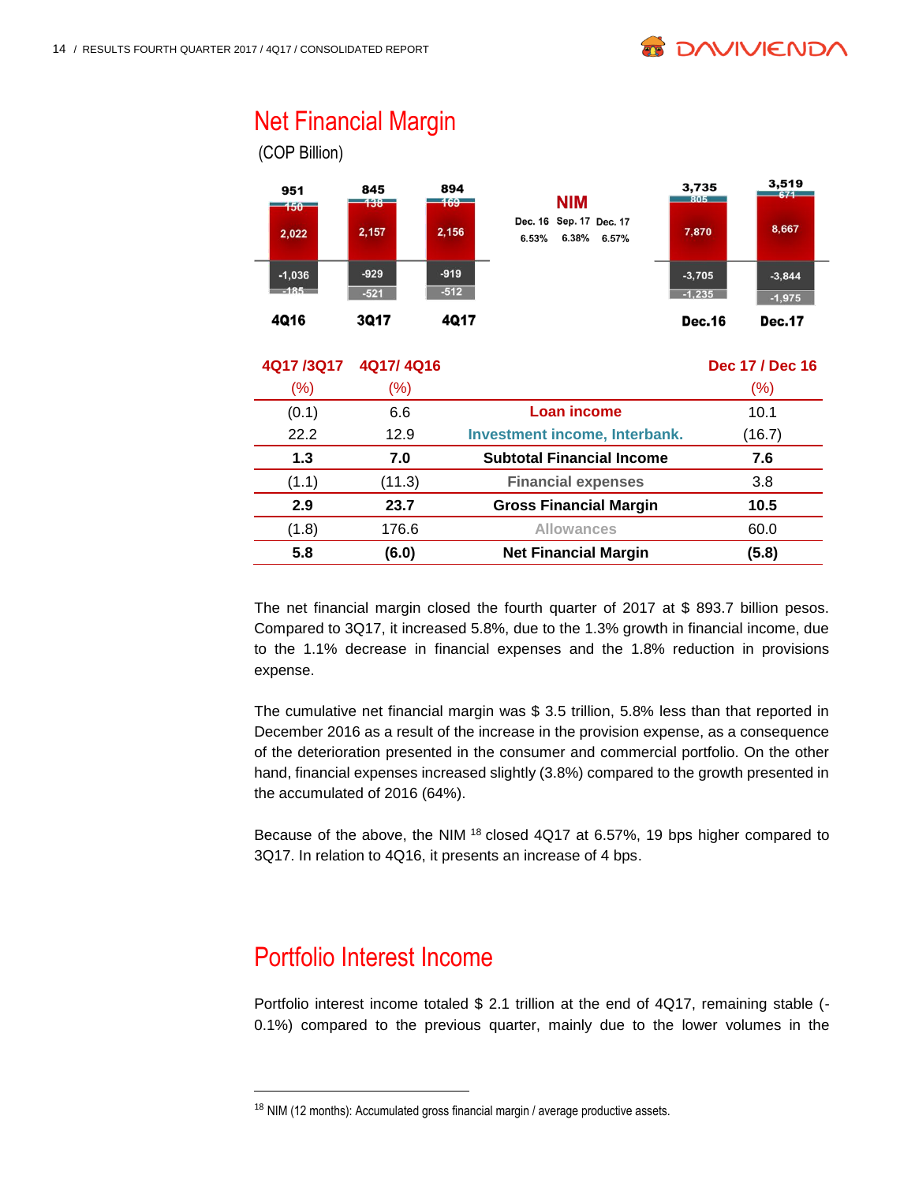## Net Financial Margin

(COP Billion)

| | 4Q16 | 3Q17 | 4Q17 |
|---|---|---|---|
| Total | 951 | 845 | 894 |
| Investment income, Interbank | 150 | 138 | 169 |
| Loan income | 2,022 | 2,157 | 2,156 |
| Financial expenses | -1,036 | -929 | -919 |
| Allowances | -185 | -521 | -512 |

**NIM**

| Dec. 16 | Sep. 17 | Dec. 17 |
|---|---|---|
| 6.53% | 6.38% | 6.57% |

| | Dec.16 | Dec.17 |
|---|---|---|
| Total | 3,735 | 3,519 |
| Investment income, Interbank | 805 | 674 |
| Loan income | 7,870 | 8,667 |
| Financial expenses | -3,705 | -3,844 |
| Allowances | -1,235 | -1,975 |

| 4Q17 /3Q17 (%) | 4Q17/ 4Q16 (%) | | Dec 17 / Dec 16 (%) |
|---|---|---|---|
| (0.1) | 6.6 | Loan income | 10.1 |
| 22.2 | 12.9 | Investment income, Interbank. | (16.7) |
| **1.3** | **7.0** | **Subtotal Financial Income** | **7.6** |
| (1.1) | (11.3) | Financial expenses | 3.8 |
| **2.9** | **23.7** | **Gross Financial Margin** | **10.5** |
| (1.8) | 176.6 | Allowances | 60.0 |
| **5.8** | **(6.0)** | **Net Financial Margin** | **(5.8)** |

The net financial margin closed the fourth quarter of 2017 at $ 893.7 billion pesos. Compared to 3Q17, it increased 5.8%, due to the 1.3% growth in financial income, due to the 1.1% decrease in financial expenses and the 1.8% reduction in provisions expense.

The cumulative net financial margin was $ 3.5 trillion, 5.8% less than that reported in December 2016 as a result of the increase in the provision expense, as a consequence of the deterioration presented in the consumer and commercial portfolio. On the other hand, financial expenses increased slightly (3.8%) compared to the growth presented in the accumulated of 2016 (64%).

Because of the above, the NIM [18] closed 4Q17 at 6.57%, 19 bps higher compared to 3Q17. In relation to 4Q16, it presents an increase of 4 bps.

## Portfolio Interest Income

Portfolio interest income totaled $ 2.1 trillion at the end of 4Q17, remaining stable (-0.1%) compared to the previous quarter, mainly due to the lower volumes in the

[18] NIM (12 months): Accumulated gross financial margin / average productive assets.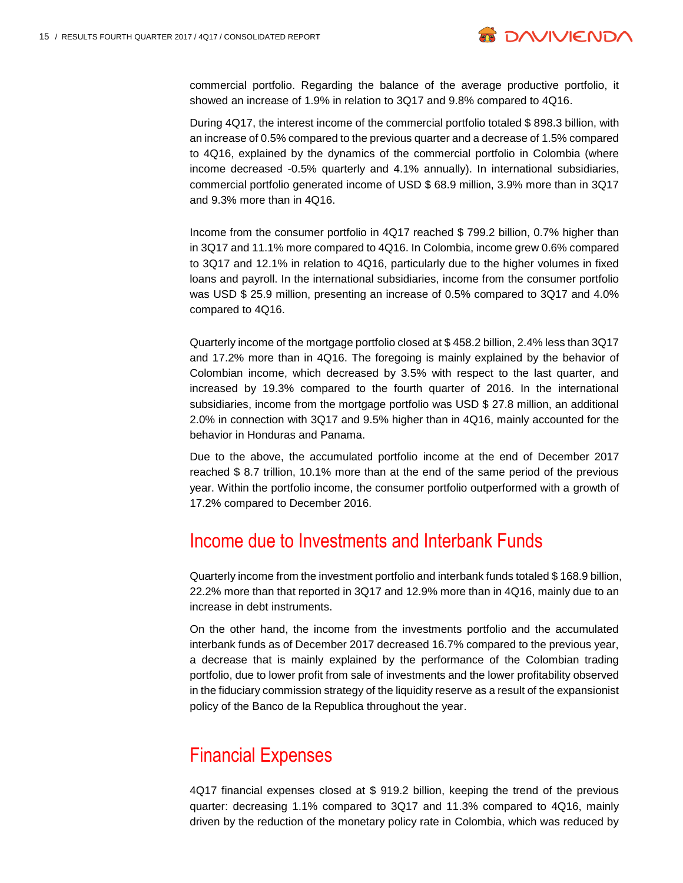commercial portfolio. Regarding the balance of the average productive portfolio, it showed an increase of 1.9% in relation to 3Q17 and 9.8% compared to 4Q16.

During 4Q17, the interest income of the commercial portfolio totaled $ 898.3 billion, with an increase of 0.5% compared to the previous quarter and a decrease of 1.5% compared to 4Q16, explained by the dynamics of the commercial portfolio in Colombia (where income decreased -0.5% quarterly and 4.1% annually). In international subsidiaries, commercial portfolio generated income of USD $ 68.9 million, 3.9% more than in 3Q17 and 9.3% more than in 4Q16.

Income from the consumer portfolio in 4Q17 reached $ 799.2 billion, 0.7% higher than in 3Q17 and 11.1% more compared to 4Q16. In Colombia, income grew 0.6% compared to 3Q17 and 12.1% in relation to 4Q16, particularly due to the higher volumes in fixed loans and payroll. In the international subsidiaries, income from the consumer portfolio was USD $ 25.9 million, presenting an increase of 0.5% compared to 3Q17 and 4.0% compared to 4Q16.

Quarterly income of the mortgage portfolio closed at $ 458.2 billion, 2.4% less than 3Q17 and 17.2% more than in 4Q16. The foregoing is mainly explained by the behavior of Colombian income, which decreased by 3.5% with respect to the last quarter, and increased by 19.3% compared to the fourth quarter of 2016. In the international subsidiaries, income from the mortgage portfolio was USD $ 27.8 million, an additional 2.0% in connection with 3Q17 and 9.5% higher than in 4Q16, mainly accounted for the behavior in Honduras and Panama.

Due to the above, the accumulated portfolio income at the end of December 2017 reached $ 8.7 trillion, 10.1% more than at the end of the same period of the previous year. Within the portfolio income, the consumer portfolio outperformed with a growth of 17.2% compared to December 2016.

## Income due to Investments and Interbank Funds

Quarterly income from the investment portfolio and interbank funds totaled $ 168.9 billion, 22.2% more than that reported in 3Q17 and 12.9% more than in 4Q16, mainly due to an increase in debt instruments.

On the other hand, the income from the investments portfolio and the accumulated interbank funds as of December 2017 decreased 16.7% compared to the previous year, a decrease that is mainly explained by the performance of the Colombian trading portfolio, due to lower profit from sale of investments and the lower profitability observed in the fiduciary commission strategy of the liquidity reserve as a result of the expansionist policy of the Banco de la Republica throughout the year.

## Financial Expenses

4Q17 financial expenses closed at $ 919.2 billion, keeping the trend of the previous quarter: decreasing 1.1% compared to 3Q17 and 11.3% compared to 4Q16, mainly driven by the reduction of the monetary policy rate in Colombia, which was reduced by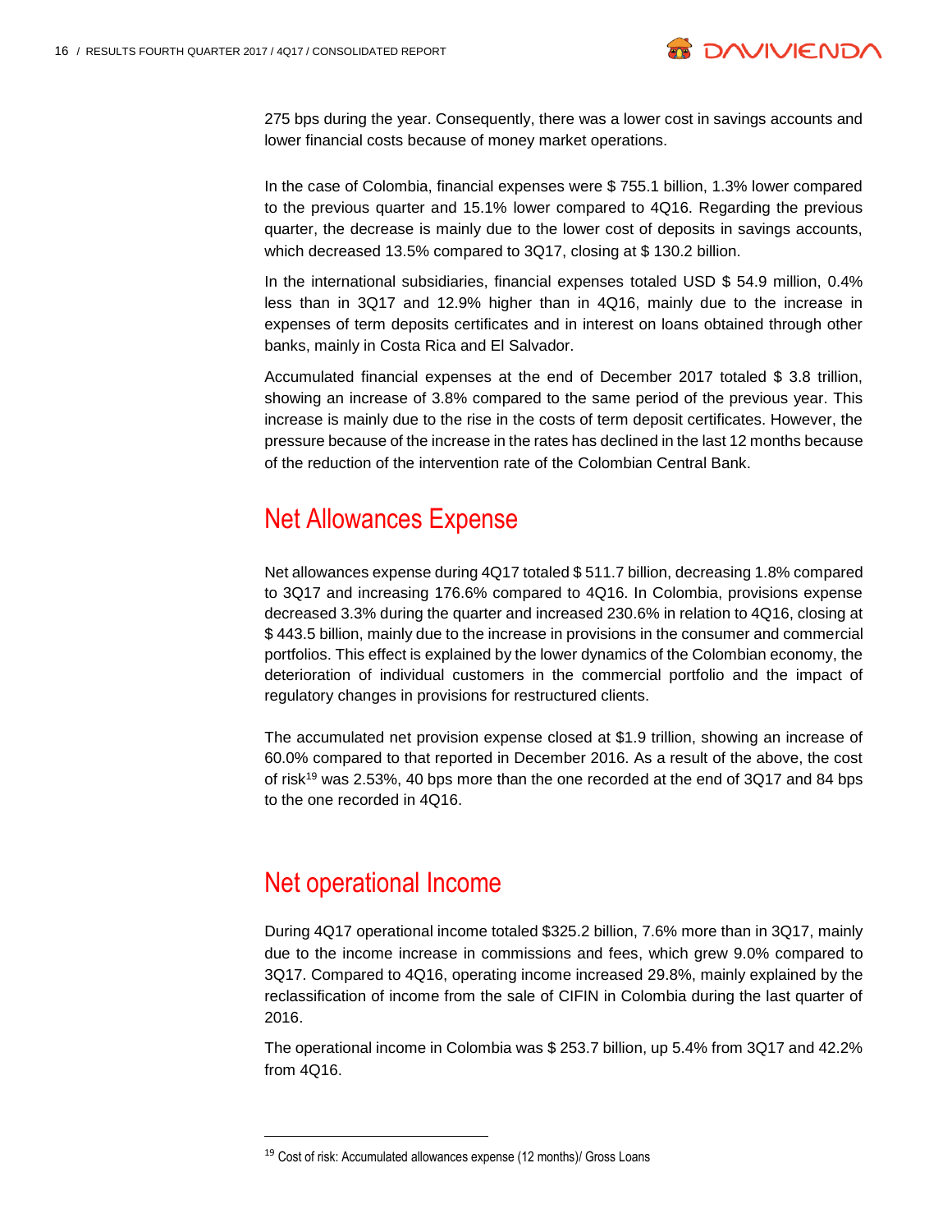275 bps during the year. Consequently, there was a lower cost in savings accounts and lower financial costs because of money market operations.

In the case of Colombia, financial expenses were $ 755.1 billion, 1.3% lower compared to the previous quarter and 15.1% lower compared to 4Q16. Regarding the previous quarter, the decrease is mainly due to the lower cost of deposits in savings accounts, which decreased 13.5% compared to 3Q17, closing at $ 130.2 billion.

In the international subsidiaries, financial expenses totaled USD $ 54.9 million, 0.4% less than in 3Q17 and 12.9% higher than in 4Q16, mainly due to the increase in expenses of term deposits certificates and in interest on loans obtained through other banks, mainly in Costa Rica and El Salvador.

Accumulated financial expenses at the end of December 2017 totaled $ 3.8 trillion, showing an increase of 3.8% compared to the same period of the previous year. This increase is mainly due to the rise in the costs of term deposit certificates. However, the pressure because of the increase in the rates has declined in the last 12 months because of the reduction of the intervention rate of the Colombian Central Bank.

## Net Allowances Expense

Net allowances expense during 4Q17 totaled $ 511.7 billion, decreasing 1.8% compared to 3Q17 and increasing 176.6% compared to 4Q16. In Colombia, provisions expense decreased 3.3% during the quarter and increased 230.6% in relation to 4Q16, closing at $ 443.5 billion, mainly due to the increase in provisions in the consumer and commercial portfolios. This effect is explained by the lower dynamics of the Colombian economy, the deterioration of individual customers in the commercial portfolio and the impact of regulatory changes in provisions for restructured clients.

The accumulated net provision expense closed at $1.9 trillion, showing an increase of 60.0% compared to that reported in December 2016. As a result of the above, the cost of risk[19] was 2.53%, 40 bps more than the one recorded at the end of 3Q17 and 84 bps to the one recorded in 4Q16.

## Net operational Income

During 4Q17 operational income totaled $325.2 billion, 7.6% more than in 3Q17, mainly due to the income increase in commissions and fees, which grew 9.0% compared to 3Q17. Compared to 4Q16, operating income increased 29.8%, mainly explained by the reclassification of income from the sale of CIFIN in Colombia during the last quarter of 2016.

The operational income in Colombia was $ 253.7 billion, up 5.4% from 3Q17 and 42.2% from 4Q16.

[19] Cost of risk: Accumulated allowances expense (12 months)/ Gross Loans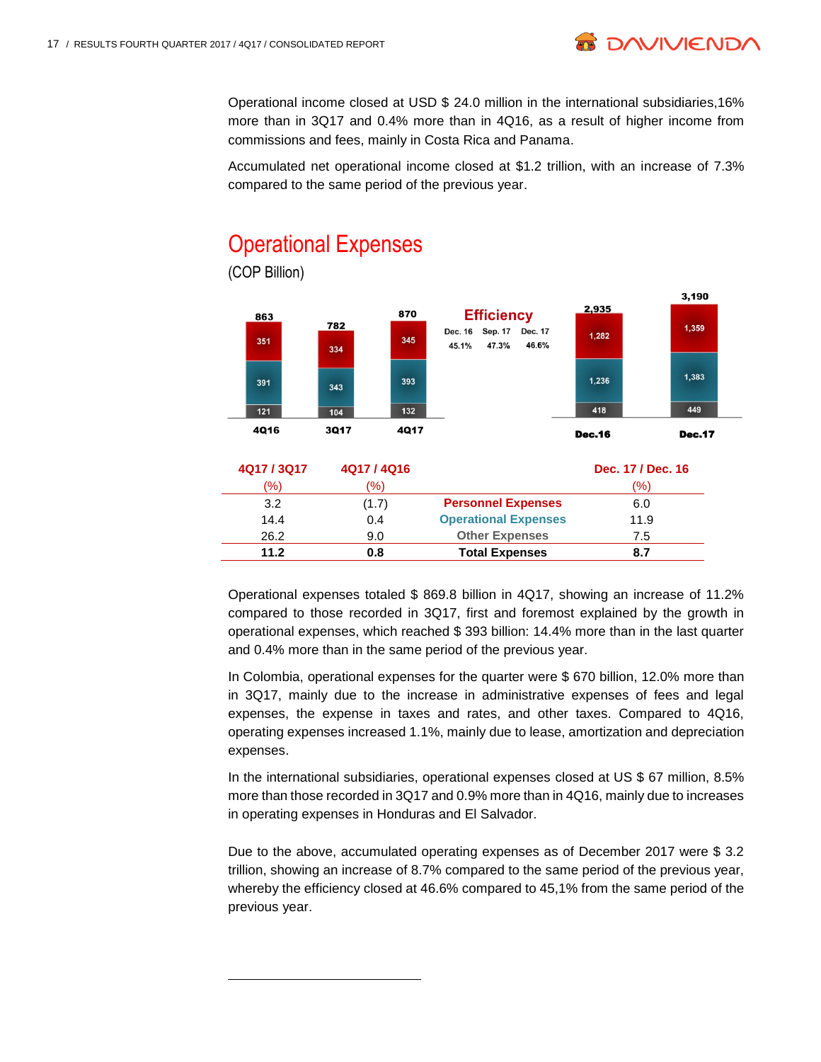Operational income closed at USD $ 24.0 million in the international subsidiaries,16% more than in 3Q17 and 0.4% more than in 4Q16, as a result of higher income from commissions and fees, mainly in Costa Rica and Panama.

Accumulated net operational income closed at $1.2 trillion, with an increase of 7.3% compared to the same period of the previous year.

## Operational Expenses

(COP Billion)

| | 4Q16 | 3Q17 | 4Q17 | Dec.16 | Dec.17 |
|---|---|---|---|---|---|
| Personnel Expenses | 351 | 334 | 345 | 1,282 | 1,359 |
| Operational Expenses | 391 | 343 | 393 | 1,236 | 1,383 |
| Other Expenses | 121 | 104 | 132 | 418 | 449 |
| Total | 863 | 782 | 870 | 2,935 | 3,190 |

**Efficiency**

| Dec. 16 | Sep. 17 | Dec. 17 |
|---|---|---|
| 45.1% | 47.3% | 46.6% |

| 4Q17 / 3Q17 (%) | 4Q17 / 4Q16 (%) | | Dec. 17 / Dec. 16 (%) |
|---|---|---|---|
| 3.2 | (1.7) | Personnel Expenses | 6.0 |
| 14.4 | 0.4 | Operational Expenses | 11.9 |
| 26.2 | 9.0 | Other Expenses | 7.5 |
| **11.2** | **0.8** | **Total Expenses** | **8.7** |

Operational expenses totaled $ 869.8 billion in 4Q17, showing an increase of 11.2% compared to those recorded in 3Q17, first and foremost explained by the growth in operational expenses, which reached $ 393 billion: 14.4% more than in the last quarter and 0.4% more than in the same period of the previous year.

In Colombia, operational expenses for the quarter were $ 670 billion, 12.0% more than in 3Q17, mainly due to the increase in administrative expenses of fees and legal expenses, the expense in taxes and rates, and other taxes. Compared to 4Q16, operating expenses increased 1.1%, mainly due to lease, amortization and depreciation expenses.

In the international subsidiaries, operational expenses closed at US $ 67 million, 8.5% more than those recorded in 3Q17 and 0.9% more than in 4Q16, mainly due to increases in operating expenses in Honduras and El Salvador.

Due to the above, accumulated operating expenses as of December 2017 were $ 3.2 trillion, showing an increase of 8.7% compared to the same period of the previous year, whereby the efficiency closed at 46.6% compared to 45,1% from the same period of the previous year.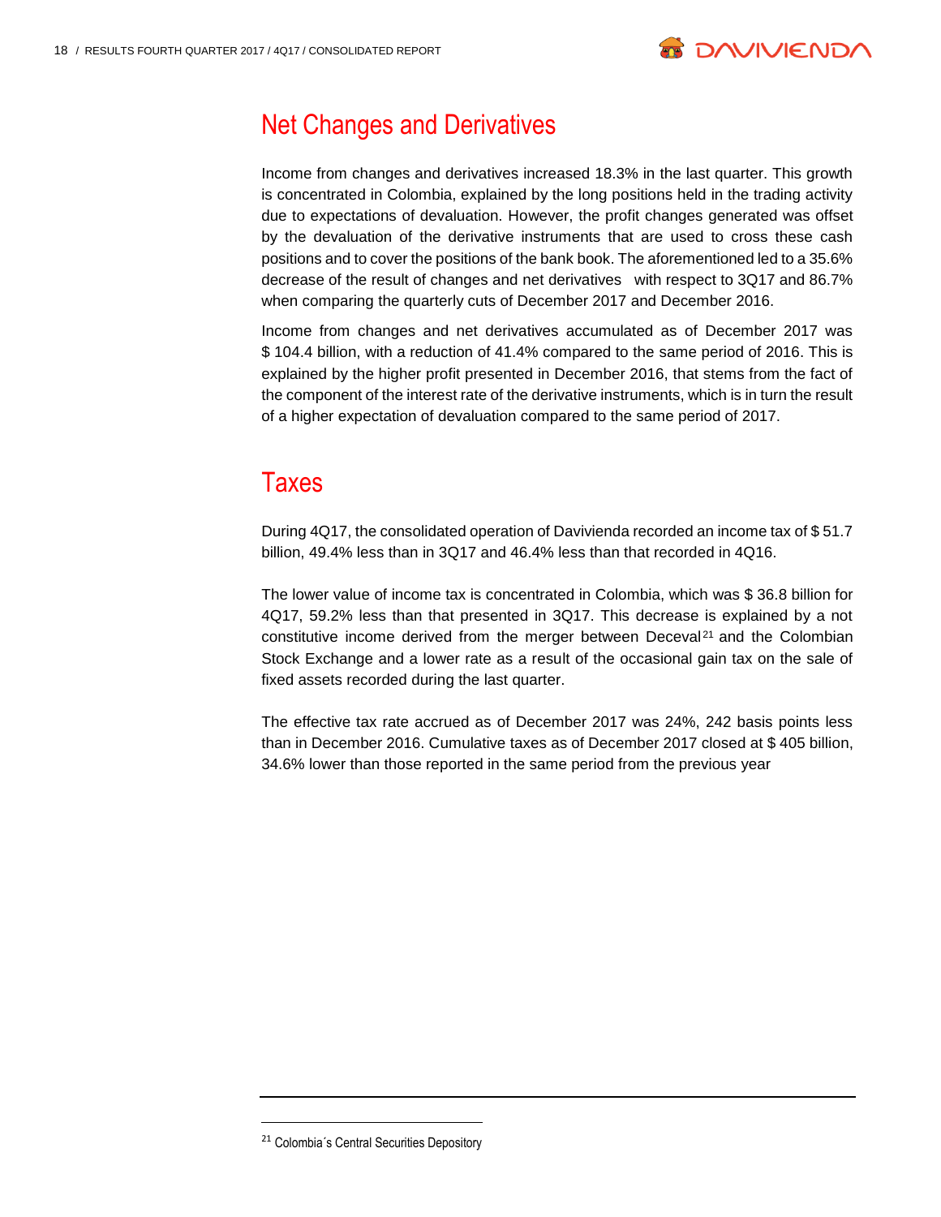## Net Changes and Derivatives

Income from changes and derivatives increased 18.3% in the last quarter. This growth is concentrated in Colombia, explained by the long positions held in the trading activity due to expectations of devaluation. However, the profit changes generated was offset by the devaluation of the derivative instruments that are used to cross these cash positions and to cover the positions of the bank book. The aforementioned led to a 35.6% decrease of the result of changes and net derivatives with respect to 3Q17 and 86.7% when comparing the quarterly cuts of December 2017 and December 2016.

Income from changes and net derivatives accumulated as of December 2017 was $ 104.4 billion, with a reduction of 41.4% compared to the same period of 2016. This is explained by the higher profit presented in December 2016, that stems from the fact of the component of the interest rate of the derivative instruments, which is in turn the result of a higher expectation of devaluation compared to the same period of 2017.

## Taxes

During 4Q17, the consolidated operation of Davivienda recorded an income tax of $ 51.7 billion, 49.4% less than in 3Q17 and 46.4% less than that recorded in 4Q16.

The lower value of income tax is concentrated in Colombia, which was $ 36.8 billion for 4Q17, 59.2% less than that presented in 3Q17. This decrease is explained by a not constitutive income derived from the merger between Deceval[21] and the Colombian Stock Exchange and a lower rate as a result of the occasional gain tax on the sale of fixed assets recorded during the last quarter.

The effective tax rate accrued as of December 2017 was 24%, 242 basis points less than in December 2016. Cumulative taxes as of December 2017 closed at $ 405 billion, 34.6% lower than those reported in the same period from the previous year

[21] Colombia´s Central Securities Depository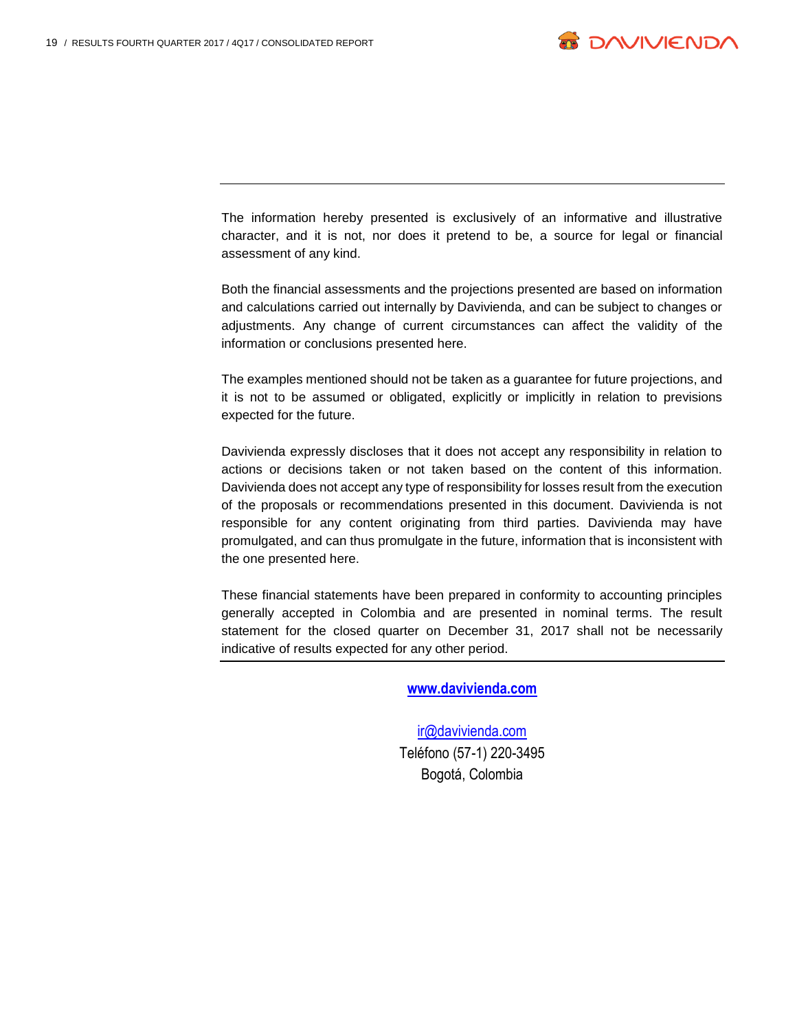The information hereby presented is exclusively of an informative and illustrative character, and it is not, nor does it pretend to be, a source for legal or financial assessment of any kind.

Both the financial assessments and the projections presented are based on information and calculations carried out internally by Davivienda, and can be subject to changes or adjustments. Any change of current circumstances can affect the validity of the information or conclusions presented here.

The examples mentioned should not be taken as a guarantee for future projections, and it is not to be assumed or obligated, explicitly or implicitly in relation to previsions expected for the future.

Davivienda expressly discloses that it does not accept any responsibility in relation to actions or decisions taken or not taken based on the content of this information. Davivienda does not accept any type of responsibility for losses result from the execution of the proposals or recommendations presented in this document. Davivienda is not responsible for any content originating from third parties. Davivienda may have promulgated, and can thus promulgate in the future, information that is inconsistent with the one presented here.

These financial statements have been prepared in conformity to accounting principles generally accepted in Colombia and are presented in nominal terms. The result statement for the closed quarter on December 31, 2017 shall not be necessarily indicative of results expected for any other period.

**www.davivienda.com**

ir@davivienda.com
Teléfono (57-1) 220-3495
Bogotá, Colombia